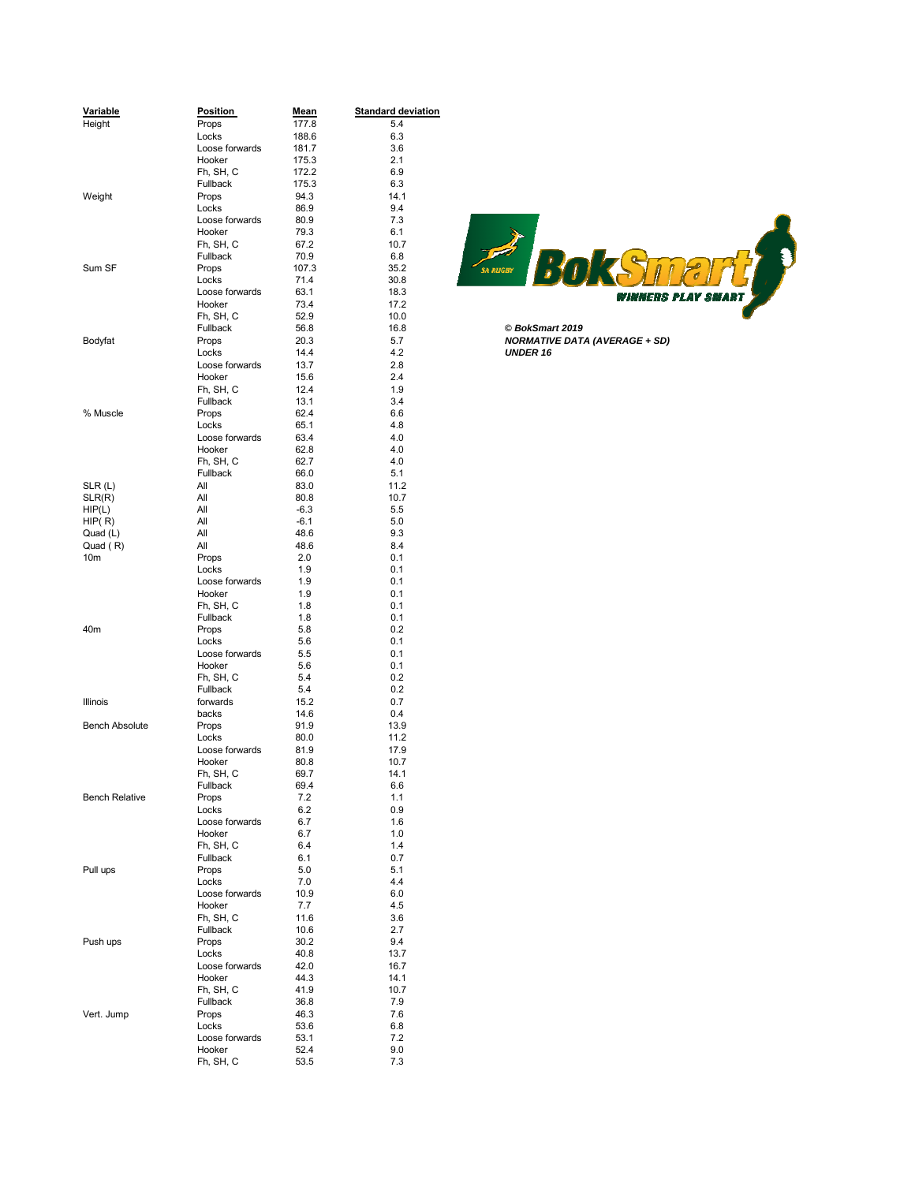| Variable | Position | Mean | Standard deviation |
|---|---|---|---|
| Height | Props | 177.8 | 5.4 |
| | Locks | 188.6 | 6.3 |
| | Loose forwards | 181.7 | 3.6 |
| | Hooker | 175.3 | 2.1 |
| | Fh, SH, C | 172.2 | 6.9 |
| | Fullback | 175.3 | 6.3 |
| Weight | Props | 94.3 | 14.1 |
| | Locks | 86.9 | 9.4 |
| | Loose forwards | 80.9 | 7.3 |
| | Hooker | 79.3 | 6.1 |
| | Fh, SH, C | 67.2 | 10.7 |
| | Fullback | 70.9 | 6.8 |
| Sum SF | Props | 107.3 | 35.2 |
| | Locks | 71.4 | 30.8 |
| | Loose forwards | 63.1 | 18.3 |
| | Hooker | 73.4 | 17.2 |
| | Fh, SH, C | 52.9 | 10.0 |
| | Fullback | 56.8 | 16.8 |
| Bodyfat | Props | 20.3 | 5.7 |
| | Locks | 14.4 | 4.2 |
| | Loose forwards | 13.7 | 2.8 |
| | Hooker | 15.6 | 2.4 |
| | Fh, SH, C | 12.4 | 1.9 |
| | Fullback | 13.1 | 3.4 |
| % Muscle | Props | 62.4 | 6.6 |
| | Locks | 65.1 | 4.8 |
| | Loose forwards | 63.4 | 4.0 |
| | Hooker | 62.8 | 4.0 |
| | Fh, SH, C | 62.7 | 4.0 |
| | Fullback | 66.0 | 5.1 |
| SLR (L) | All | 83.0 | 11.2 |
| SLR(R) | All | 80.8 | 10.7 |
| HIP(L) | All | -6.3 | 5.5 |
| HIP( R) | All | -6.1 | 5.0 |
| Quad (L) | All | 48.6 | 9.3 |
| Quad ( R) | All | 48.6 | 8.4 |
| 10m | Props | 2.0 | 0.1 |
| | Locks | 1.9 | 0.1 |
| | Loose forwards | 1.9 | 0.1 |
| | Hooker | 1.9 | 0.1 |
| | Fh, SH, C | 1.8 | 0.1 |
| | Fullback | 1.8 | 0.1 |
| 40m | Props | 5.8 | 0.2 |
| | Locks | 5.6 | 0.1 |
| | Loose forwards | 5.5 | 0.1 |
| | Hooker | 5.6 | 0.1 |
| | Fh, SH, C | 5.4 | 0.2 |
| | Fullback | 5.4 | 0.2 |
| Illinois | forwards | 15.2 | 0.7 |
| | backs | 14.6 | 0.4 |
| Bench Absolute | Props | 91.9 | 13.9 |
| | Locks | 80.0 | 11.2 |
| | Loose forwards | 81.9 | 17.9 |
| | Hooker | 80.8 | 10.7 |
| | Fh, SH, C | 69.7 | 14.1 |
| | Fullback | 69.4 | 6.6 |
| Bench Relative | Props | 7.2 | 1.1 |
| | Locks | 6.2 | 0.9 |
| | Loose forwards | 6.7 | 1.6 |
| | Hooker | 6.7 | 1.0 |
| | Fh, SH, C | 6.4 | 1.4 |
| | Fullback | 6.1 | 0.7 |
| Pull ups | Props | 5.0 | 5.1 |
| | Locks | 7.0 | 4.4 |
| | Loose forwards | 10.9 | 6.0 |
| | Hooker | 7.7 | 4.5 |
| | Fh, SH, C | 11.6 | 3.6 |
| | Fullback | 10.6 | 2.7 |
| Push ups | Props | 30.2 | 9.4 |
| | Locks | 40.8 | 13.7 |
| | Loose forwards | 42.0 | 16.7 |
| | Hooker | 44.3 | 14.1 |
| | Fh, SH, C | 41.9 | 10.7 |
| | Fullback | 36.8 | 7.9 |
| Vert. Jump | Props | 46.3 | 7.6 |
| | Locks | 53.6 | 6.8 |
| | Loose forwards | 53.1 | 7.2 |
| | Hooker | 52.4 | 9.0 |
| | Fh, SH, C | 53.5 | 7.3 |

SA RUGBY BokSmart WINNERS PLAY SMART

***© BokSmart 2019***
***NORMATIVE DATA (AVERAGE + SD)***
***UNDER 16***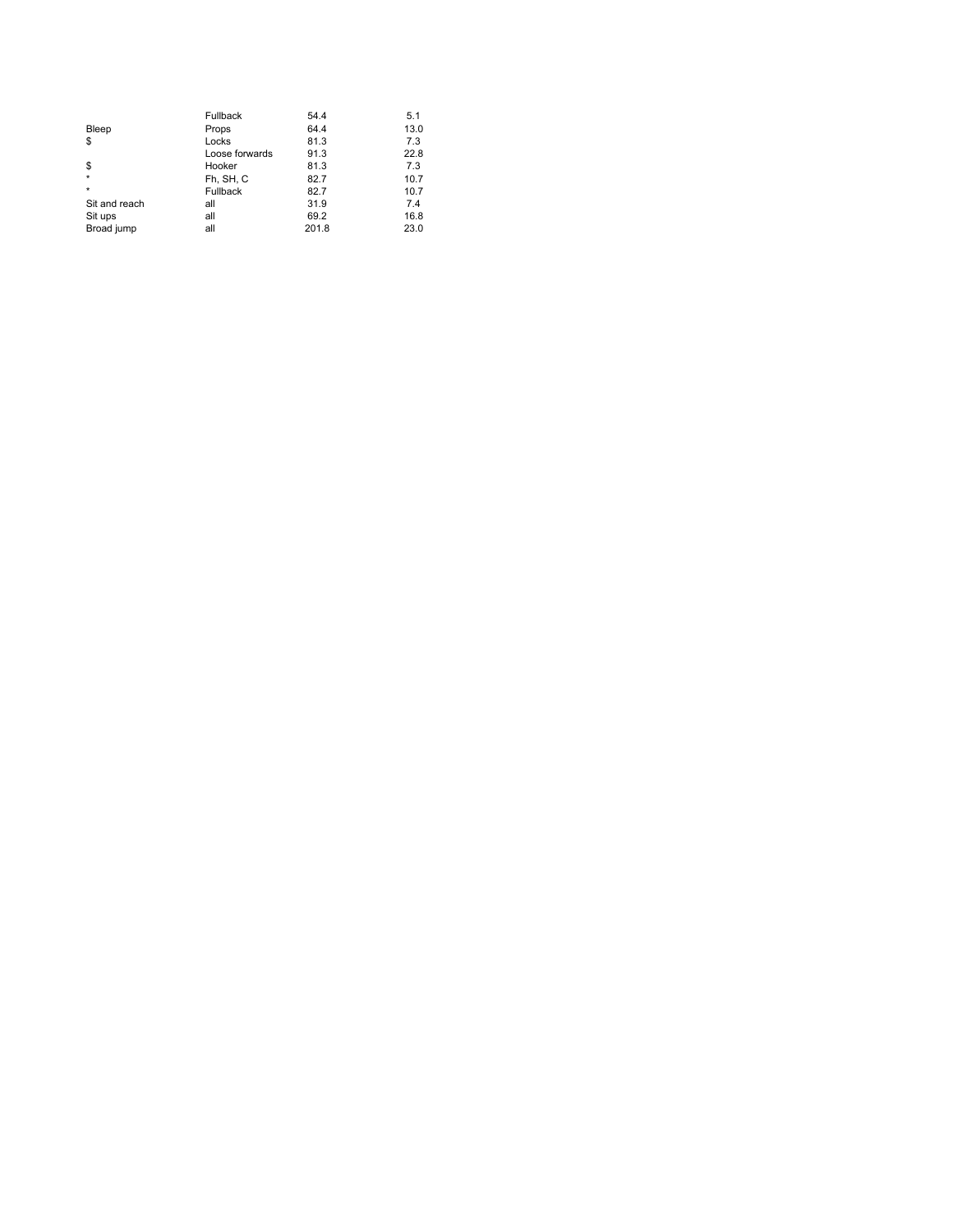| | | | |
|---|---|---|---|
| | Fullback | 54.4 | 5.1 |
| Bleep | Props | 64.4 | 13.0 |
| $ | Locks | 81.3 | 7.3 |
| | Loose forwards | 91.3 | 22.8 |
| $ | Hooker | 81.3 | 7.3 |
| * | Fh, SH, C | 82.7 | 10.7 |
| * | Fullback | 82.7 | 10.7 |
| Sit and reach | all | 31.9 | 7.4 |
| Sit ups | all | 69.2 | 16.8 |
| Broad jump | all | 201.8 | 23.0 |